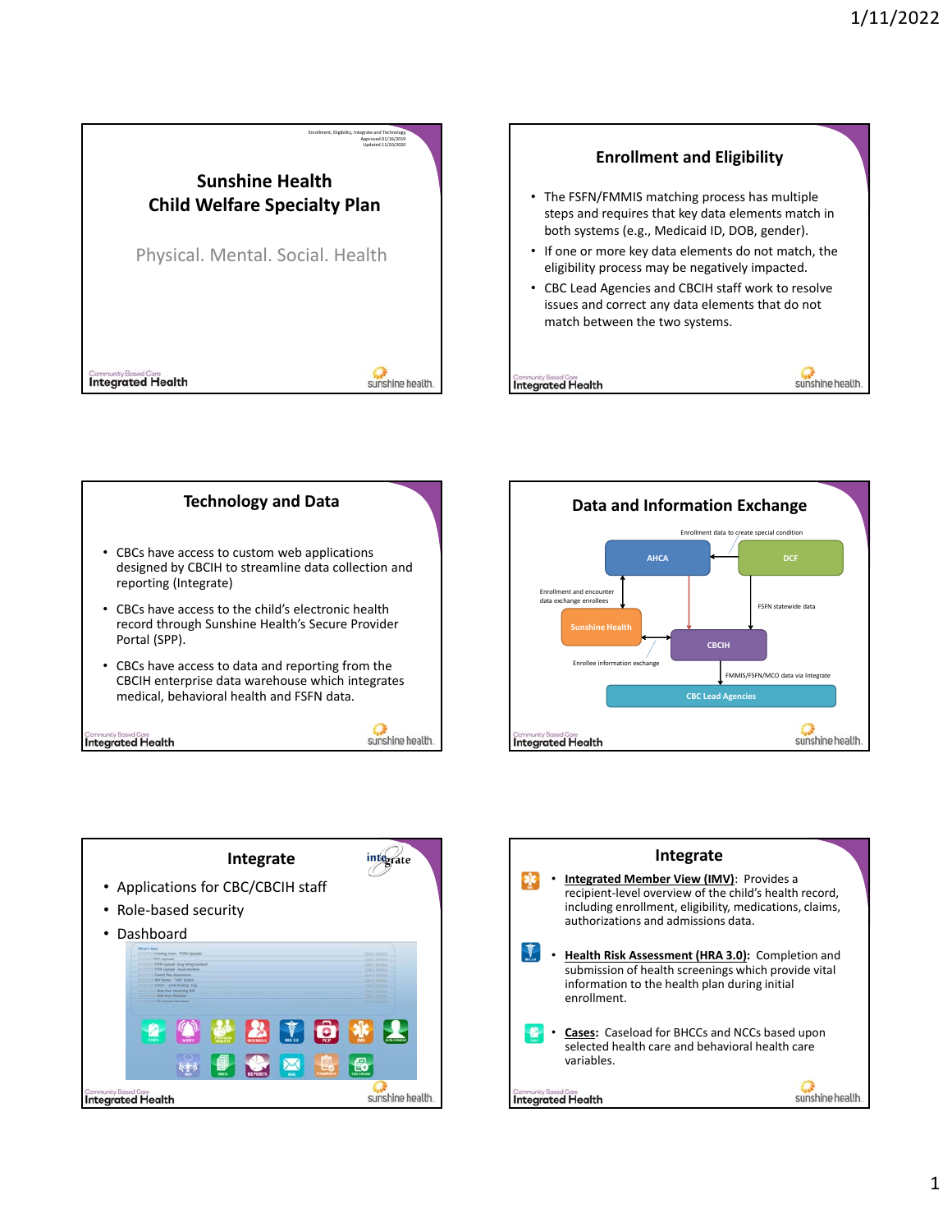Enrollment, Eligibility, Integrate and Technology
Approved 01/16/2019
Updated 11/20/2020

# Sunshine Health
# Child Welfare Specialty Plan

Physical. Mental. Social. Health

Community Based Care Integrated Health

sunshine health.

## Enrollment and Eligibility

- The FSFN/FMMIS matching process has multiple steps and requires that key data elements match in both systems (e.g., Medicaid ID, DOB, gender).
- If one or more key data elements do not match, the eligibility process may be negatively impacted.
- CBC Lead Agencies and CBCIH staff work to resolve issues and correct any data elements that do not match between the two systems.

Community Based Care Integrated Health

sunshine health.

## Technology and Data

- CBCs have access to custom web applications designed by CBCIH to streamline data collection and reporting (Integrate)
- CBCs have access to the child's electronic health record through Sunshine Health's Secure Provider Portal (SPP).
- CBCs have access to data and reporting from the CBCIH enterprise data warehouse which integrates medical, behavioral health and FSFN data.

Community Based Care Integrated Health

sunshine health.

## Data and Information Exchange

Enrollment data to create special condition

AHCA

DCF

Enrollment and encounter data exchange enrollees

FSFN statewide data

Sunshine Health

CBCIH

Enrollee information exchange

FMMIS/FSFN/MCO data via Integrate

CBC Lead Agencies

Community Based Care Integrated Health

sunshine health.

## Integrate

integrate

- Applications for CBC/CBCIH staff
- Role-based security
- Dashboard

Community Based Care Integrated Health

sunshine health.

## Integrate

- **Integrated Member View (IMV)**: Provides a recipient-level overview of the child's health record, including enrollment, eligibility, medications, claims, authorizations and admissions data.
- **Health Risk Assessment (HRA 3.0)**: Completion and submission of health screenings which provide vital information to the health plan during initial enrollment.
- **Cases**: Caseload for BHCCs and NCCs based upon selected health care and behavioral health care variables.

Community Based Care Integrated Health

sunshine health.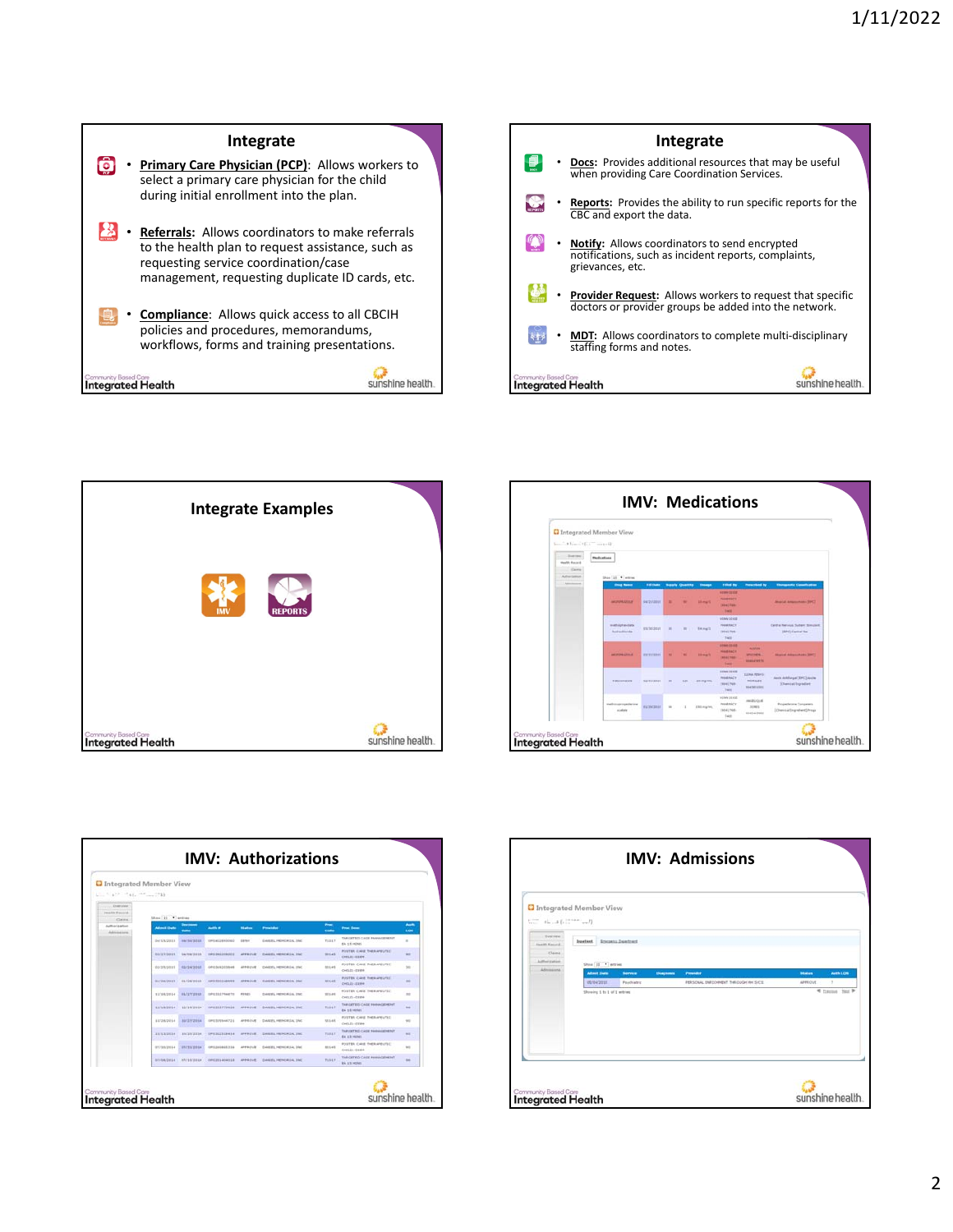## Integrate

- **Primary Care Physician (PCP)**: Allows workers to select a primary care physician for the child during initial enrollment into the plan.
- **Referrals**: Allows coordinators to make referrals to the health plan to request assistance, such as requesting service coordination/case management, requesting duplicate ID cards, etc.
- **Compliance**: Allows quick access to all CBCIH policies and procedures, memorandums, workflows, forms and training presentations.

## Integrate

- **Docs**: Provides additional resources that may be useful when providing Care Coordination Services.
- **Reports**: Provides the ability to run specific reports for the CBC and export the data.
- **Notify**: Allows coordinators to send encrypted notifications, such as incident reports, complaints, grievances, etc.
- **Provider Request**: Allows workers to request that specific doctors or provider groups be added into the network.
- **MDT**: Allows coordinators to complete multi-disciplinary staffing forms and notes.

## Integrate Examples

IMV

REPORTS

## IMV: Medications

## IMV: Authorizations

## IMV: Admissions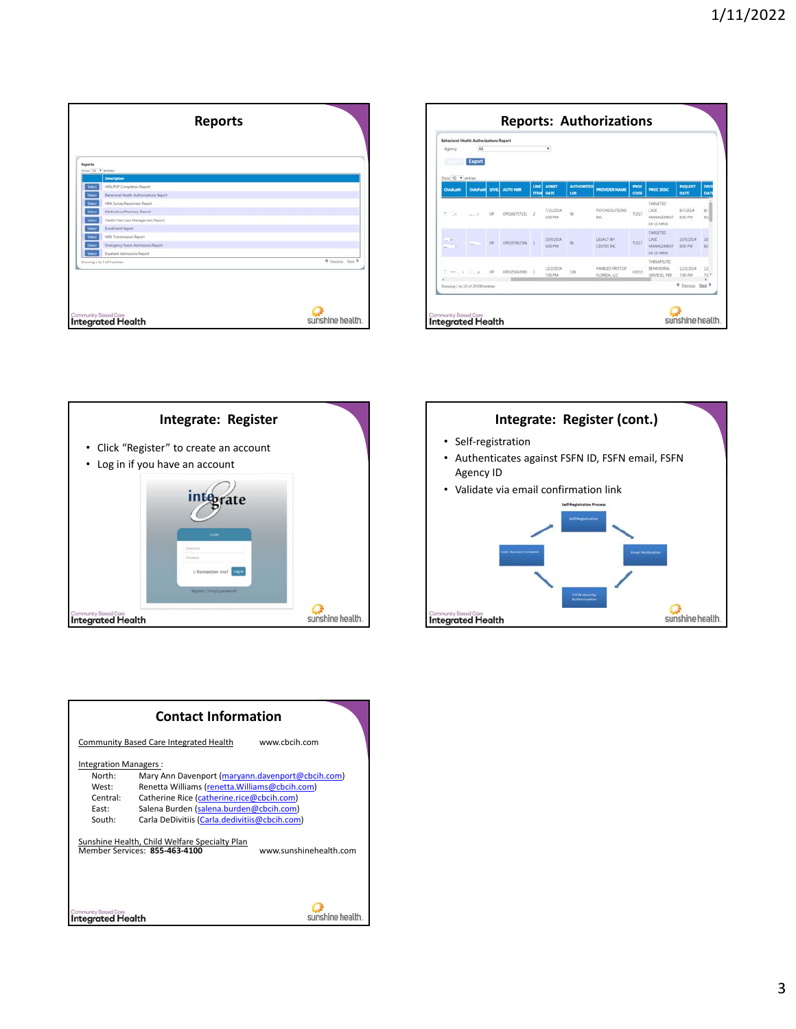## Reports

Reports

Show 10 entries

| | Description |
|---|---|
| Select | HRA/PCP Completion Report |
| Select | Behavioral Health Authorizations Report |
| Select | HRA Survey Responses Report |
| Select | Medication/Pharmacy Report |
| Select | Health Plan Case Management Report |
| Select | Enrollment Report |
| Select | HRA Transmission Report |
| Select | Emergency Room Admissions Report |
| Select | Inpatient Admissions Report |

Showing 1 to 9 of 9 entries

## Reports: Authorizations

Behavioral Health Authorizations Report

Agency: All

Export

Showing 1 to 10 of 20390 entries

## Integrate: Register

- Click “Register” to create an account
- Log in if you have an account

## Integrate: Register (cont.)

- Self-registration
- Authenticates against FSFN ID, FSFN email, FSFN Agency ID
- Validate via email confirmation link

Self-Registration Process

Self Registration

Email Verification

FSFN Security Authorization

User Account Created

## Contact Information

Community Based Care Integrated Health — www.cbcih.com

Integration Managers :

North: Mary Ann Davenport (maryann.davenport@cbcih.com)
West: Renetta Williams (renetta.Williams@cbcih.com)
Central: Catherine Rice (catherine.rice@cbcih.com)
East: Salena Burden (salena.burden@cbcih.com)
South: Carla DeDivitiis (Carla.dedivitiis@cbcih.com)

Sunshine Health, Child Welfare Specialty Plan
Member Services: **855-463-4100** — www.sunshinehealth.com